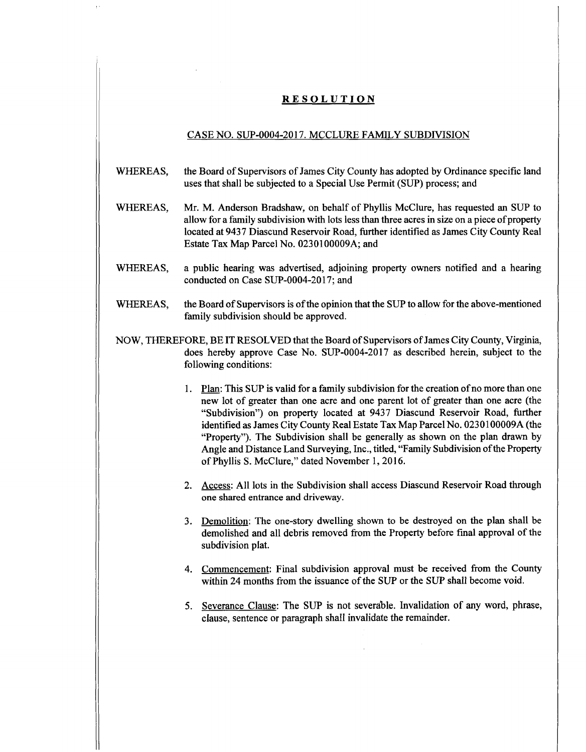# RESOLUTION

## CASE NO. SUP-0004-2017. MCCLURE FAMILY SUBDIVISION

WHEREAS, the Board of Supervisors of James City County has adopted by Ordinance specific land uses that shall be subjected to a Special Use Permit (SUP) process; and

WHEREAS, Mr. M. Anderson Bradshaw, on behalf of Phyllis McClure, has requested an SUP to allow for a family subdivision with lots less than three acres in size on a piece of property located at 9437 Diascund Reservoir Road, further identified as James City County Real Estate Tax Map Parcel No. 0230100009A; and

WHEREAS, a public hearing was advertised, adjoining property owners notified and a hearing conducted on Case SUP-0004-2017; and

WHEREAS, the Board of Supervisors is of the opinion that the SUP to allow for the above-mentioned family subdivision should be approved.

NOW, THEREFORE, BE IT RESOLVED that the Board of Supervisors of James City County, Virginia, does hereby approve Case No. SUP-0004-2017 as described herein, subject to the following conditions:

1. Plan: This SUP is valid for a family subdivision for the creation of no more than one new lot of greater than one acre and one parent lot of greater than one acre (the "Subdivision") on property located at 9437 Diascund Reservoir Road, further identified as James City County Real Estate Tax Map Parcel No. 0230100009A (the "Property"). The Subdivision shall be generally as shown on the plan drawn by Angle and Distance Land Surveying, Inc., titled, "Family Subdivision of the Property of Phyllis S. McClure," dated November 1, 2016.

2. Access: All lots in the Subdivision shall access Diascund Reservoir Road through one shared entrance and driveway.

3. Demolition: The one-story dwelling shown to be destroyed on the plan shall be demolished and all debris removed from the Property before final approval of the subdivision plat.

4. Commencement: Final subdivision approval must be received from the County within 24 months from the issuance of the SUP or the SUP shall become void.

5. Severance Clause: The SUP is not severable. Invalidation of any word, phrase, clause, sentence or paragraph shall invalidate the remainder.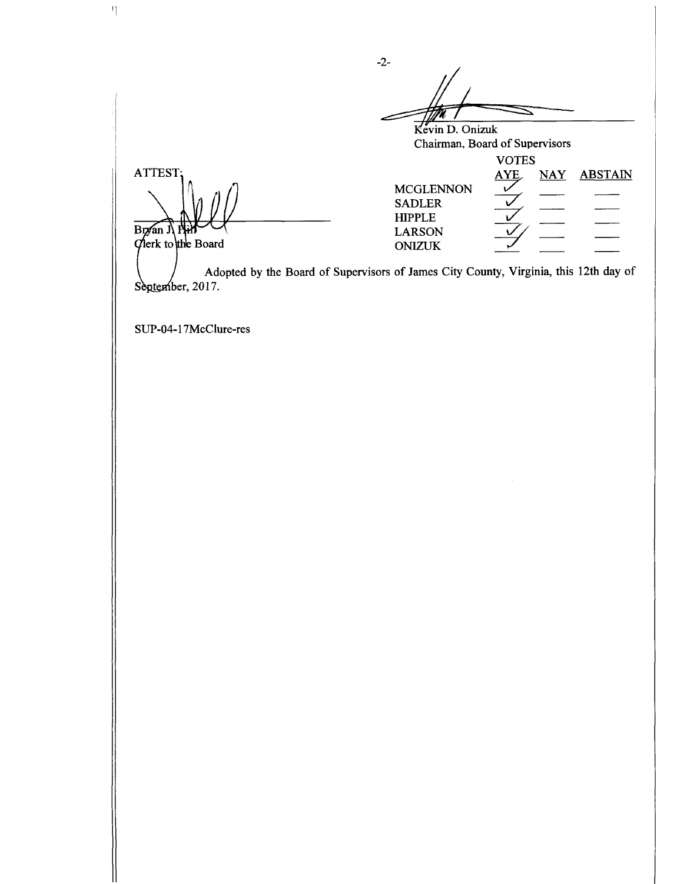Kevin D. Onizuk
Chairman, Board of Supervisors

ATTEST:

Bryan J. Hill
Clerk to the Board

| | VOTES | | |
|---|---|---|---|
| | AYE | NAY | ABSTAIN |
| MCGLENNON | ✓ | | |
| SADLER | ✓ | | |
| HIPPLE | ✓ | | |
| LARSON | ✓ | | |
| ONIZUK | ✓ | | |

Adopted by the Board of Supervisors of James City County, Virginia, this 12th day of September, 2017.

SUP-04-17McClure-res